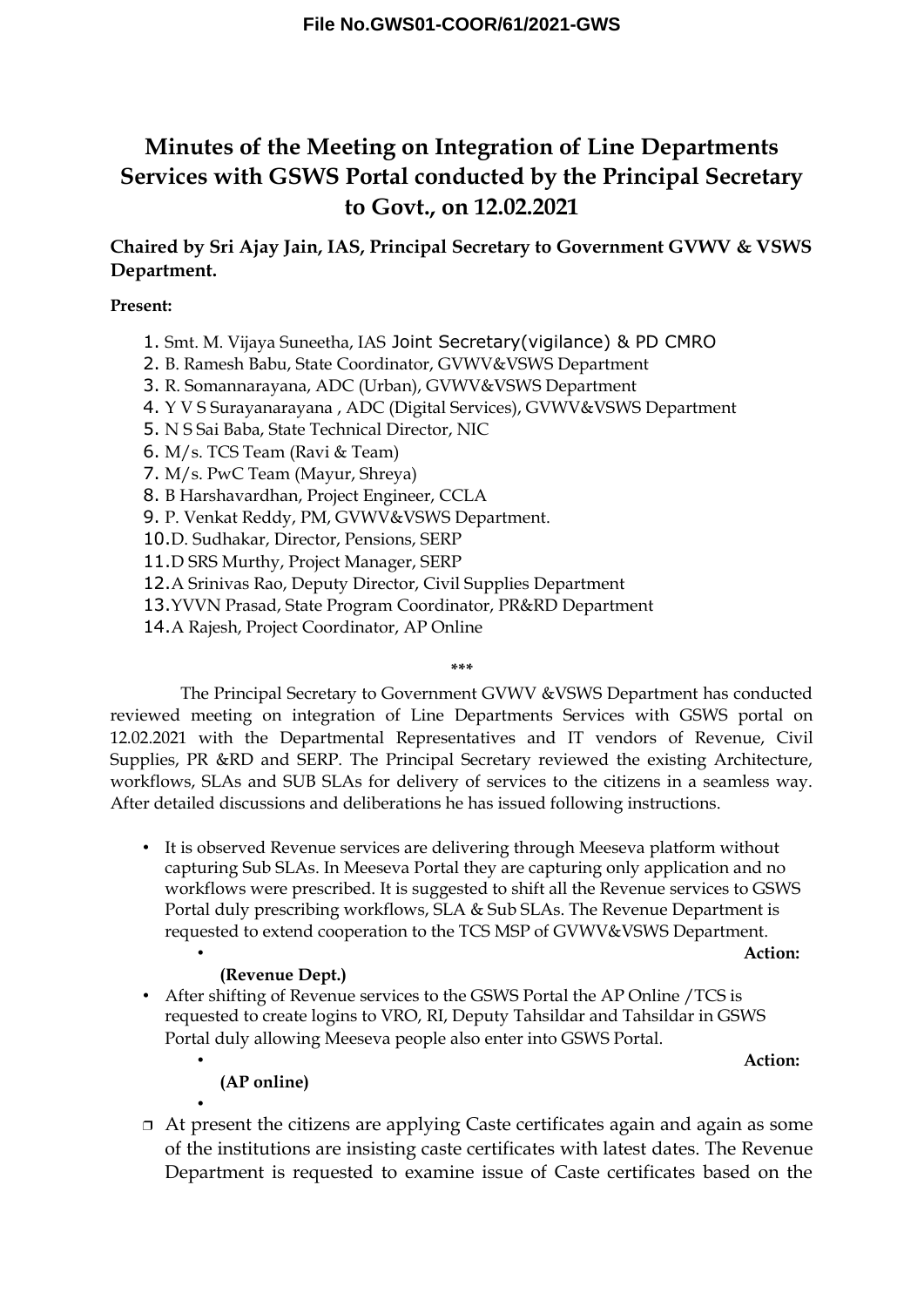**File No.GWS01-COOR/61/2021-GWS**

# Minutes of the Meeting on Integration of Line Departments Services with GSWS Portal conducted by the Principal Secretary to Govt., on 12.02.2021

**Chaired by Sri Ajay Jain, IAS, Principal Secretary to Government GVWV & VSWS Department.**

**Present:**

1. Smt. M. Vijaya Suneetha, IAS Joint Secretary(vigilance) & PD CMRO
2. B. Ramesh Babu, State Coordinator, GVWV&VSWS Department
3. R. Somannarayana, ADC (Urban), GVWV&VSWS Department
4. Y V S Surayanarayana , ADC (Digital Services), GVWV&VSWS Department
5. N S Sai Baba, State Technical Director, NIC
6. M/s. TCS Team (Ravi & Team)
7. M/s. PwC Team (Mayur, Shreya)
8. B Harshavardhan, Project Engineer, CCLA
9. P. Venkat Reddy, PM, GVWV&VSWS Department.
10. D. Sudhakar, Director, Pensions, SERP
11. D SRS Murthy, Project Manager, SERP
12. A Srinivas Rao, Deputy Director, Civil Supplies Department
13. YVVN Prasad, State Program Coordinator, PR&RD Department
14. A Rajesh, Project Coordinator, AP Online

\*\*\*

The Principal Secretary to Government GVWV &VSWS Department has conducted reviewed meeting on integration of Line Departments Services with GSWS portal on 12.02.2021 with the Departmental Representatives and IT vendors of Revenue, Civil Supplies, PR &RD and SERP. The Principal Secretary reviewed the existing Architecture, workflows, SLAs and SUB SLAs for delivery of services to the citizens in a seamless way. After detailed discussions and deliberations he has issued following instructions.

- It is observed Revenue services are delivering through Meeseva platform without capturing Sub SLAs. In Meeseva Portal they are capturing only application and no workflows were prescribed. It is suggested to shift all the Revenue services to GSWS Portal duly prescribing workflows, SLA & Sub SLAs. The Revenue Department is requested to extend cooperation to the TCS MSP of GVWV&VSWS Department.

  **Action: (Revenue Dept.)**

- After shifting of Revenue services to the GSWS Portal the AP Online /TCS is requested to create logins to VRO, RI, Deputy Tahsildar and Tahsildar in GSWS Portal duly allowing Meeseva people also enter into GSWS Portal.

  **Action: (AP online)**

- At present the citizens are applying Caste certificates again and again as some of the institutions are insisting caste certificates with latest dates. The Revenue Department is requested to examine issue of Caste certificates based on the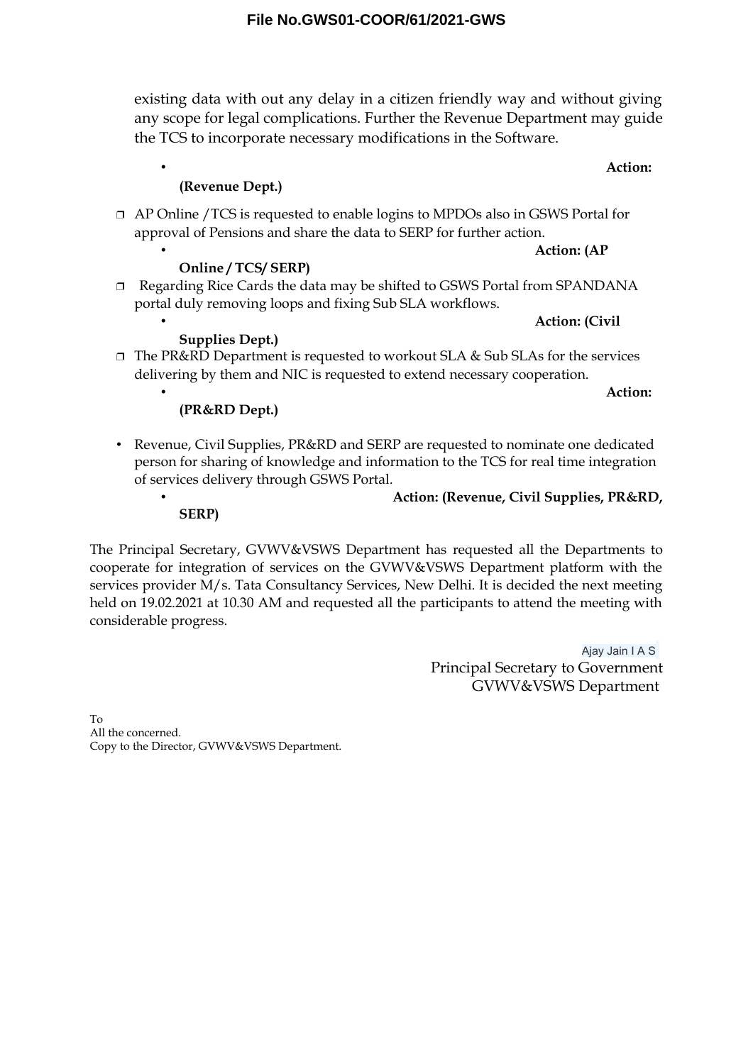existing data with out any delay in a citizen friendly way and without giving any scope for legal complications. Further the Revenue Department may guide the TCS to incorporate necessary modifications in the Software.

- **Action: (Revenue Dept.)**

- AP Online /TCS is requested to enable logins to MPDOs also in GSWS Portal for approval of Pensions and share the data to SERP for further action.
  - **Action: (AP Online / TCS/ SERP)**
- Regarding Rice Cards the data may be shifted to GSWS Portal from SPANDANA portal duly removing loops and fixing Sub SLA workflows.
  - **Action: (Civil Supplies Dept.)**
- The PR&RD Department is requested to workout SLA & Sub SLAs for the services delivering by them and NIC is requested to extend necessary cooperation.
  - **Action: (PR&RD Dept.)**

- Revenue, Civil Supplies, PR&RD and SERP are requested to nominate one dedicated person for sharing of knowledge and information to the TCS for real time integration of services delivery through GSWS Portal.
  - **Action: (Revenue, Civil Supplies, PR&RD, SERP)**

The Principal Secretary, GVWV&VSWS Department has requested all the Departments to cooperate for integration of services on the GVWV&VSWS Department platform with the services provider M/s. Tata Consultancy Services, New Delhi. It is decided the next meeting held on 19.02.2021 at 10.30 AM and requested all the participants to attend the meeting with considerable progress.

Ajay Jain I A S
Principal Secretary to Government
GVWV&VSWS Department

To
All the concerned.
Copy to the Director, GVWV&VSWS Department.